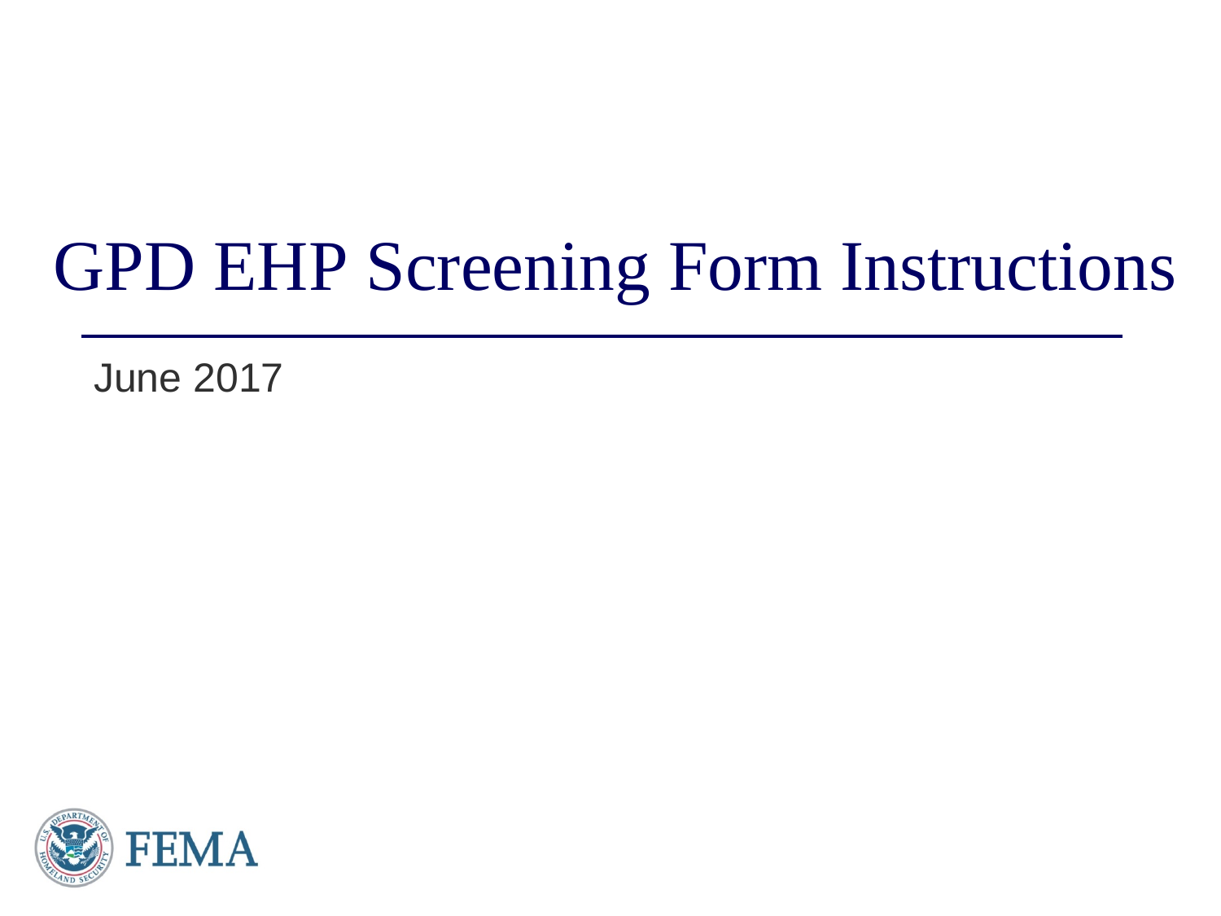# GPD EHP Screening Form Instructions

June 2017

FEMA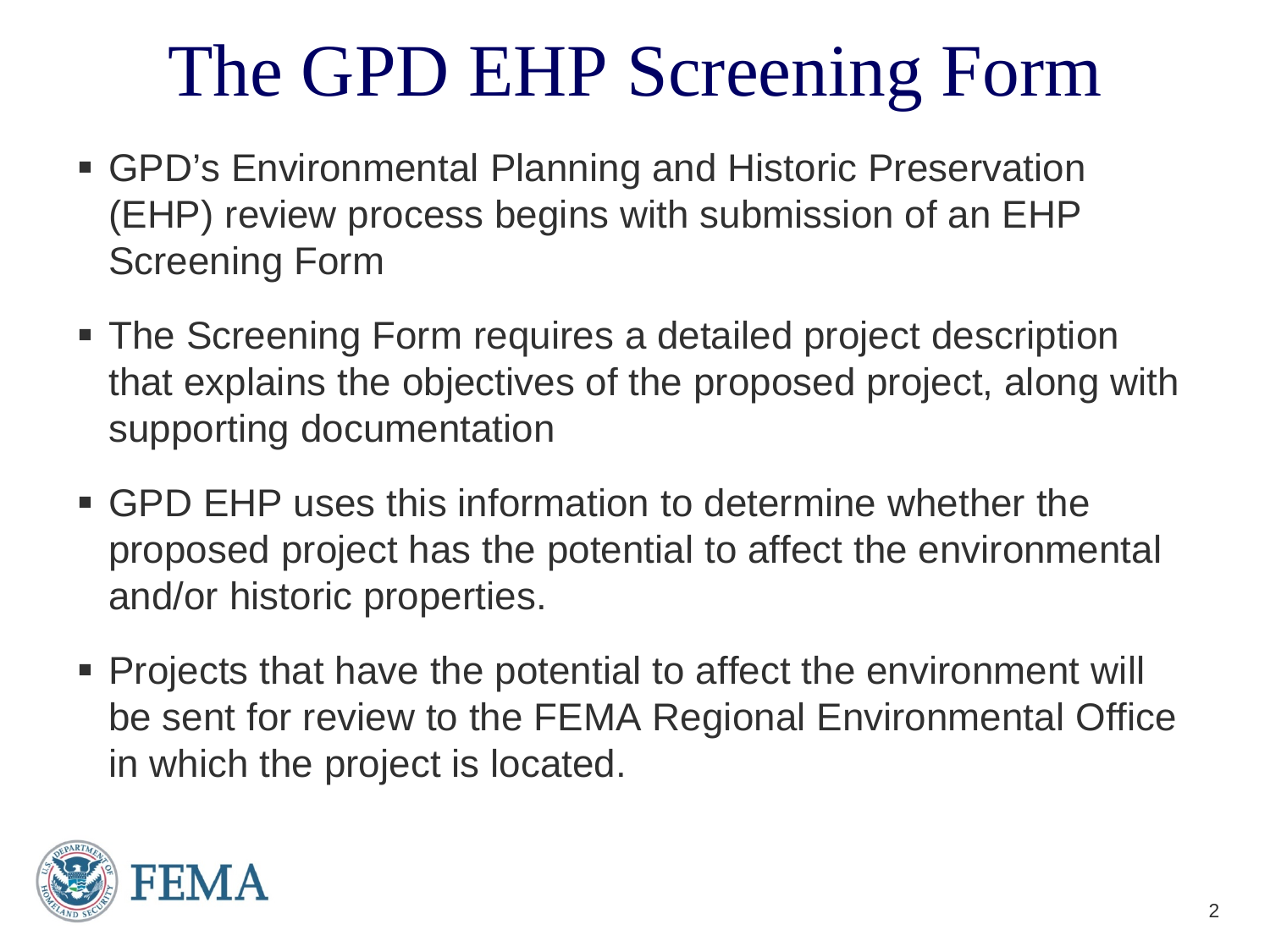# The GPD EHP Screening Form

- GPD's Environmental Planning and Historic Preservation (EHP) review process begins with submission of an EHP Screening Form
- The Screening Form requires a detailed project description that explains the objectives of the proposed project, along with supporting documentation
- GPD EHP uses this information to determine whether the proposed project has the potential to affect the environmental and/or historic properties.
- Projects that have the potential to affect the environment will be sent for review to the FEMA Regional Environmental Office in which the project is located.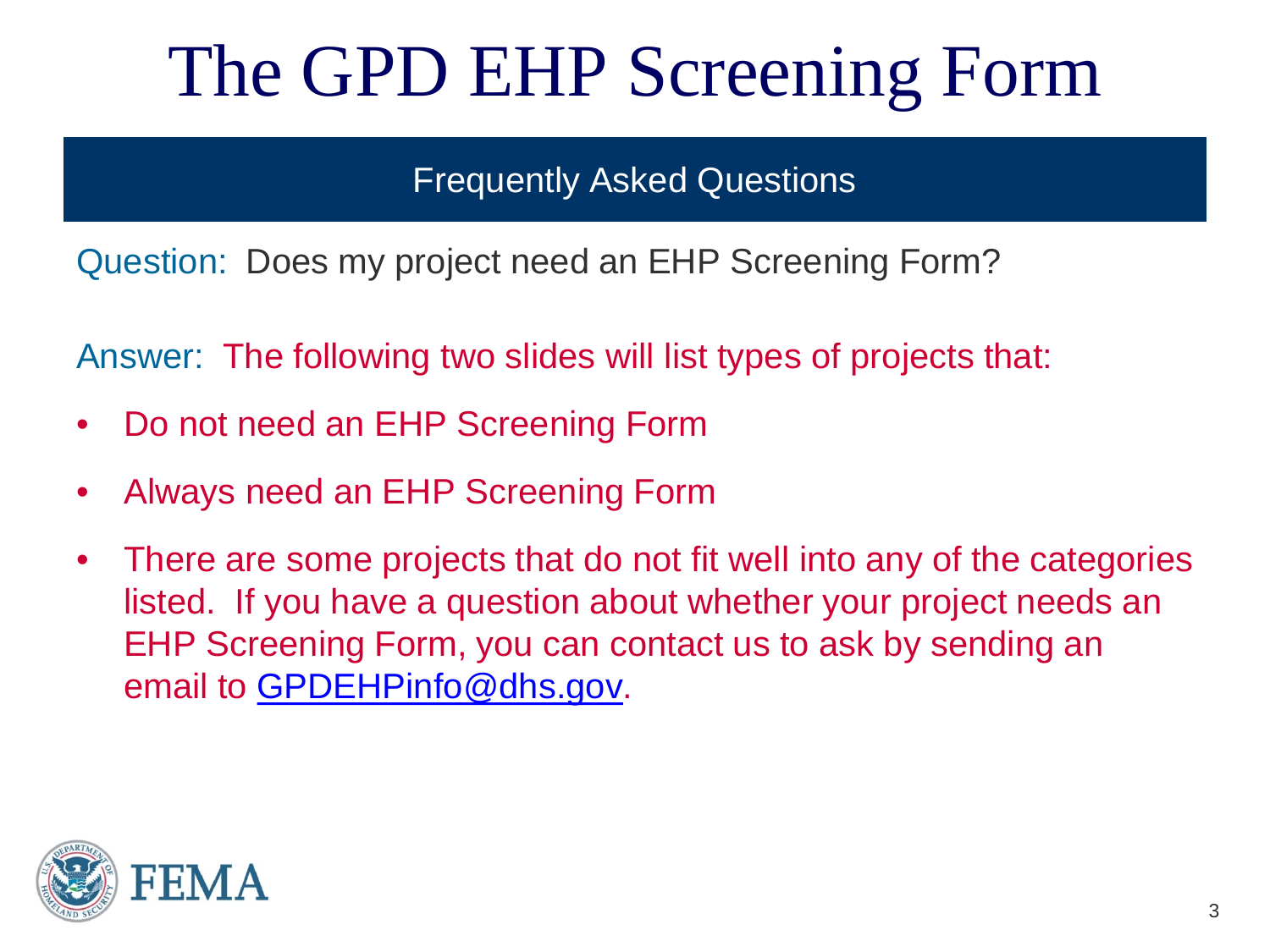# The GPD EHP Screening Form

## Frequently Asked Questions

Question: Does my project need an EHP Screening Form?

Answer: The following two slides will list types of projects that:

- Do not need an EHP Screening Form
- Always need an EHP Screening Form
- There are some projects that do not fit well into any of the categories listed. If you have a question about whether your project needs an EHP Screening Form, you can contact us to ask by sending an email to GPDEHPinfo@dhs.gov.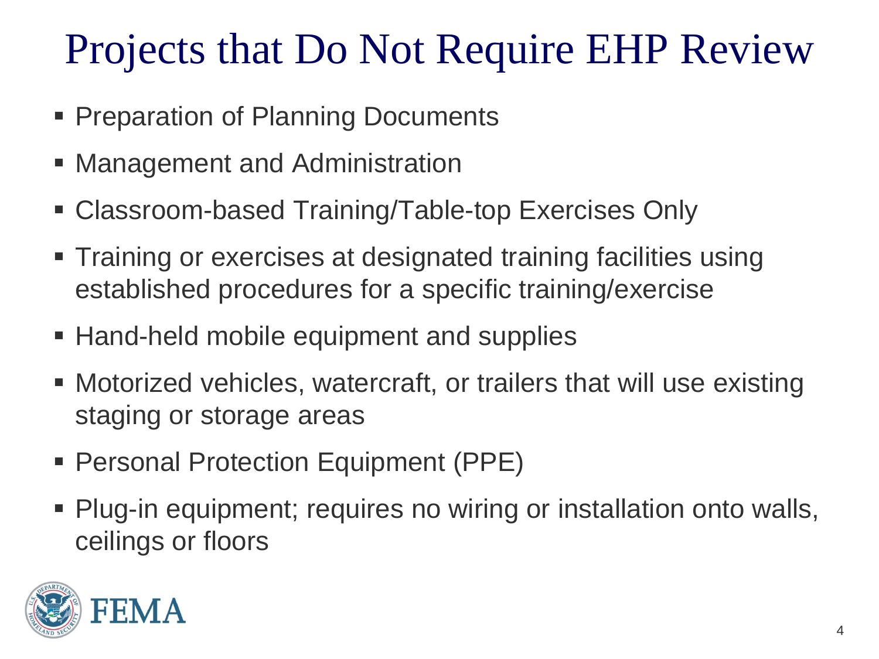# Projects that Do Not Require EHP Review

- Preparation of Planning Documents
- Management and Administration
- Classroom-based Training/Table-top Exercises Only
- Training or exercises at designated training facilities using established procedures for a specific training/exercise
- Hand-held mobile equipment and supplies
- Motorized vehicles, watercraft, or trailers that will use existing staging or storage areas
- Personal Protection Equipment (PPE)
- Plug-in equipment; requires no wiring or installation onto walls, ceilings or floors

FEMA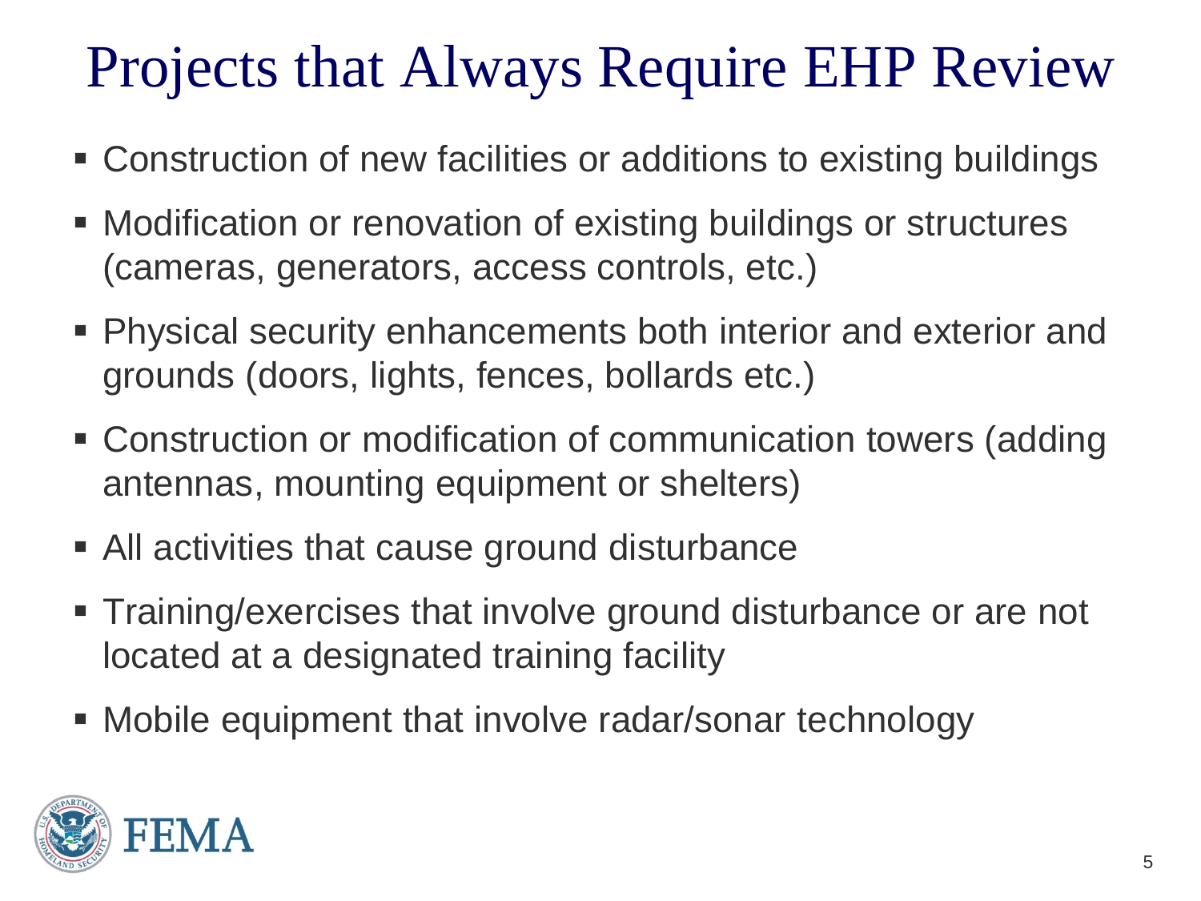# Projects that Always Require EHP Review

- Construction of new facilities or additions to existing buildings
- Modification or renovation of existing buildings or structures (cameras, generators, access controls, etc.)
- Physical security enhancements both interior and exterior and grounds (doors, lights, fences, bollards etc.)
- Construction or modification of communication towers (adding antennas, mounting equipment or shelters)
- All activities that cause ground disturbance
- Training/exercises that involve ground disturbance or are not located at a designated training facility
- Mobile equipment that involve radar/sonar technology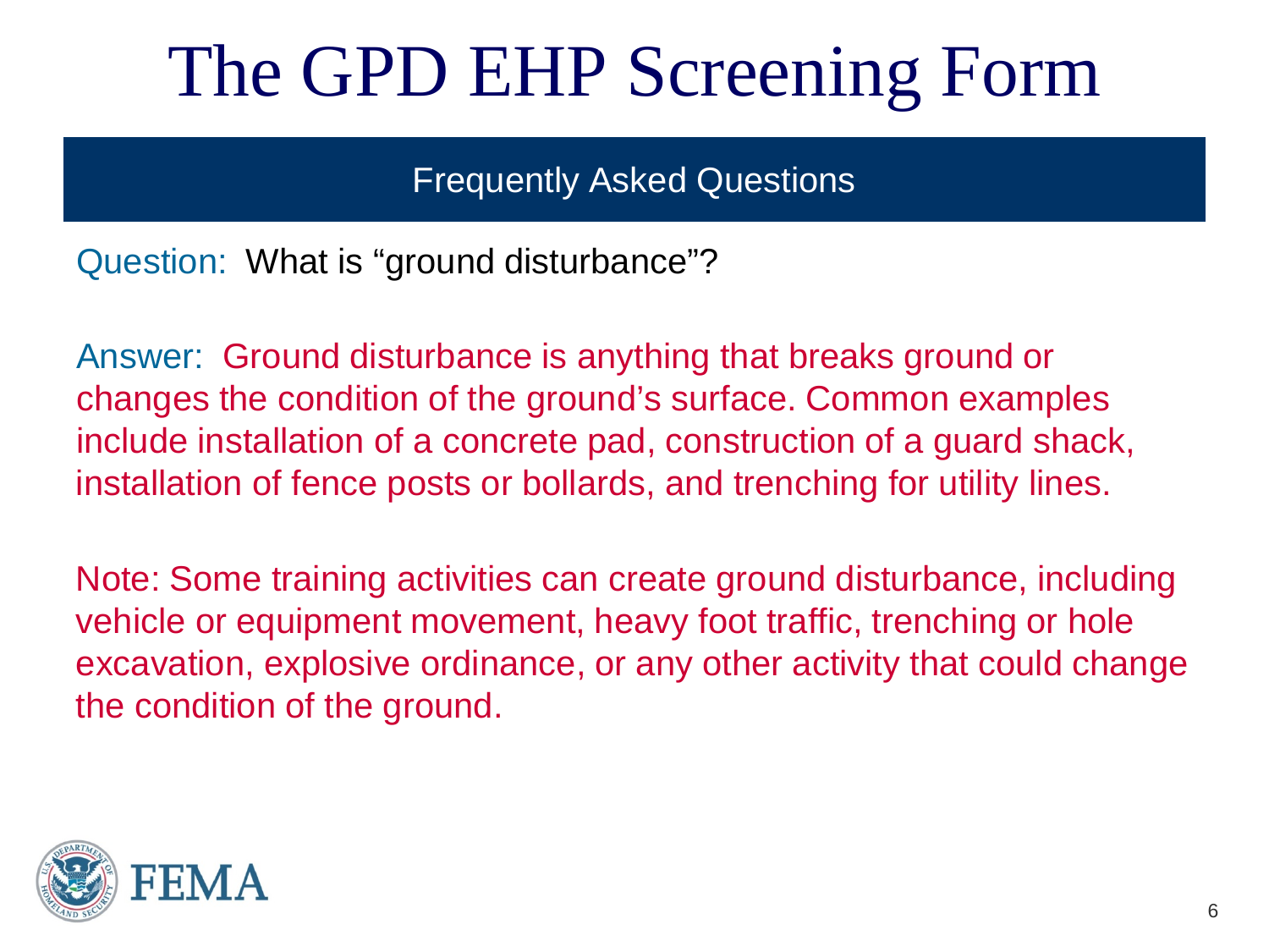# The GPD EHP Screening Form

## Frequently Asked Questions

Question: What is “ground disturbance”?

Answer: Ground disturbance is anything that breaks ground or changes the condition of the ground’s surface. Common examples include installation of a concrete pad, construction of a guard shack, installation of fence posts or bollards, and trenching for utility lines.

Note: Some training activities can create ground disturbance, including vehicle or equipment movement, heavy foot traffic, trenching or hole excavation, explosive ordinance, or any other activity that could change the condition of the ground.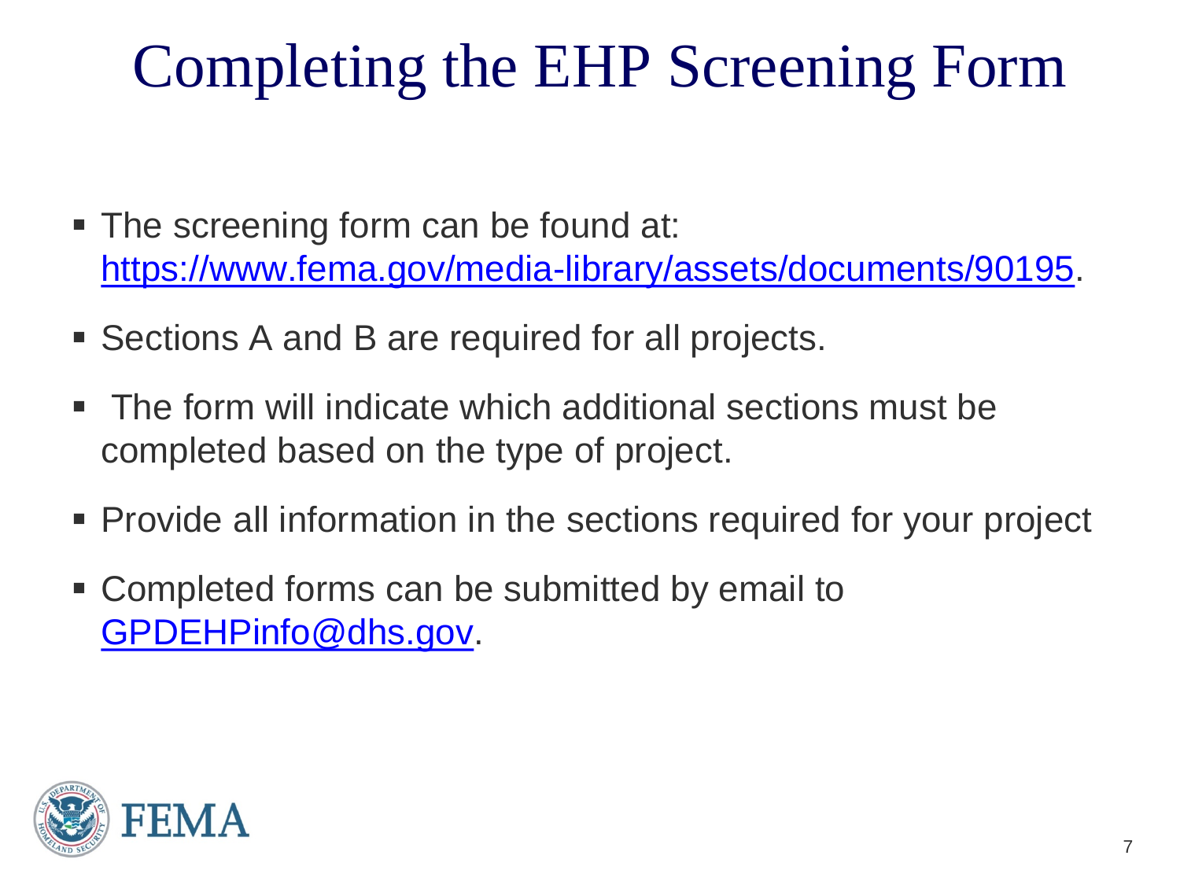# Completing the EHP Screening Form

- The screening form can be found at: https://www.fema.gov/media-library/assets/documents/90195.
- Sections A and B are required for all projects.
- The form will indicate which additional sections must be completed based on the type of project.
- Provide all information in the sections required for your project
- Completed forms can be submitted by email to GPDEHPinfo@dhs.gov.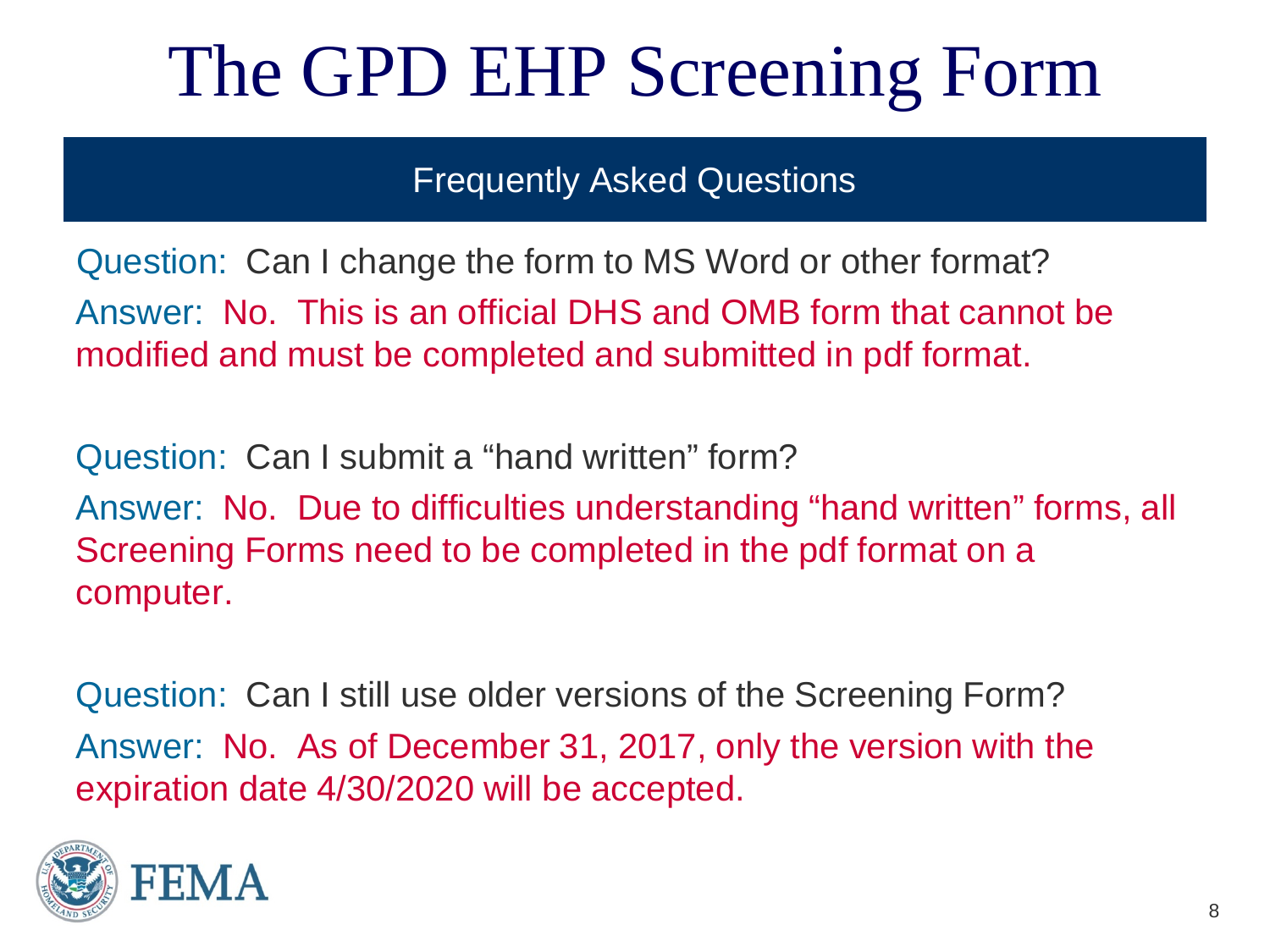# The GPD EHP Screening Form

## Frequently Asked Questions

Question: Can I change the form to MS Word or other format?

Answer: No. This is an official DHS and OMB form that cannot be modified and must be completed and submitted in pdf format.

Question: Can I submit a “hand written” form?

Answer: No. Due to difficulties understanding “hand written” forms, all Screening Forms need to be completed in the pdf format on a computer.

Question: Can I still use older versions of the Screening Form?

Answer: No. As of December 31, 2017, only the version with the expiration date 4/30/2020 will be accepted.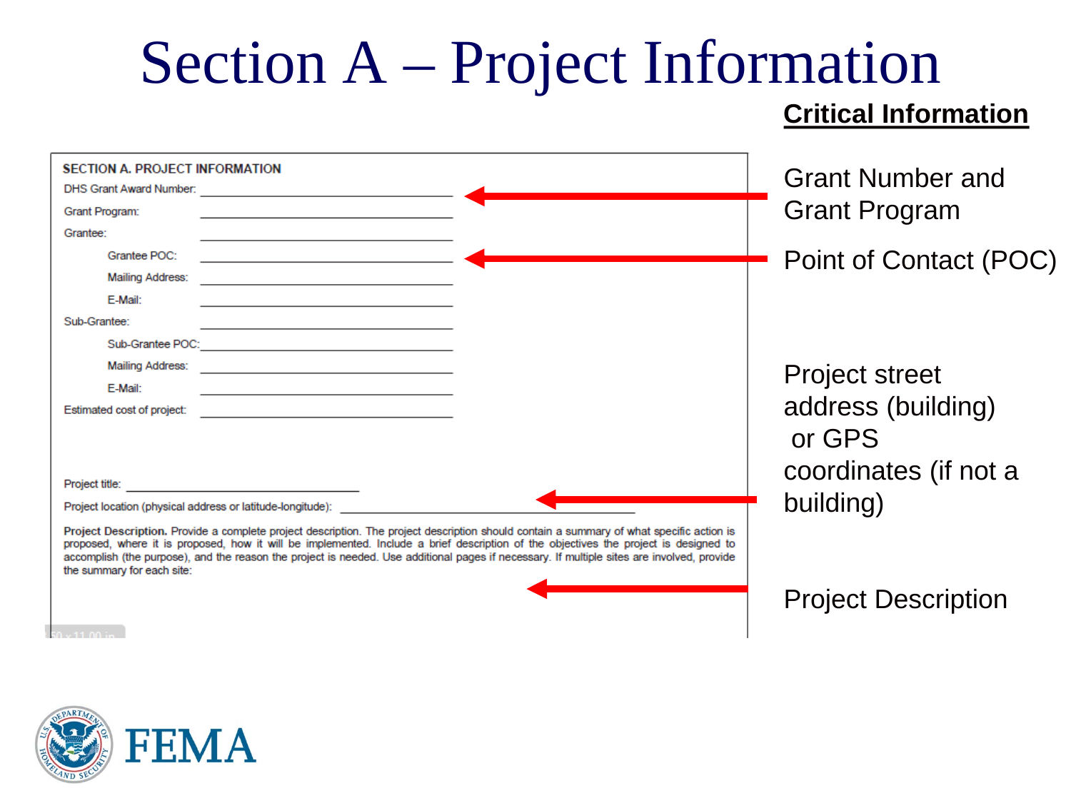# Section A – Project Information

**SECTION A. PROJECT INFORMATION**

DHS Grant Award Number: ______________________

Grant Program: ______________________

Grantee: ______________________

Grantee POC: ______________________

Mailing Address: ______________________

E-Mail: ______________________

Sub-Grantee: ______________________

Sub-Grantee POC: ______________________

Mailing Address: ______________________

E-Mail: ______________________

Estimated cost of project: ______________________

Project title: ______________________

Project location (physical address or latitude-longitude): ______________________

**Project Description.** Provide a complete project description. The project description should contain a summary of what specific action is proposed, where it is proposed, how it will be implemented. Include a brief description of the objectives the project is designed to accomplish (the purpose), and the reason the project is needed. Use additional pages if necessary. If multiple sites are involved, provide the summary for each site:

**Critical Information**

- Grant Number and Grant Program
- Point of Contact (POC)
- Project street address (building) or GPS coordinates (if not a building)
- Project Description

FEMA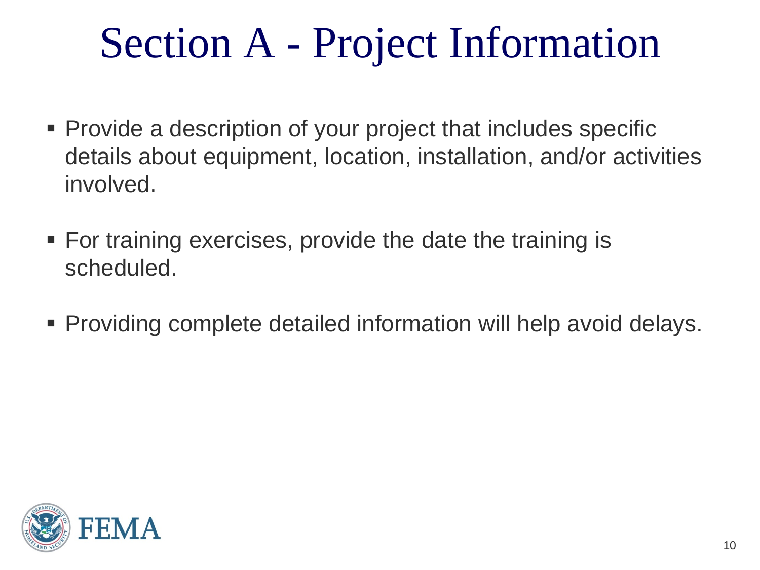# Section A - Project Information

- Provide a description of your project that includes specific details about equipment, location, installation, and/or activities involved.
- For training exercises, provide the date the training is scheduled.
- Providing complete detailed information will help avoid delays.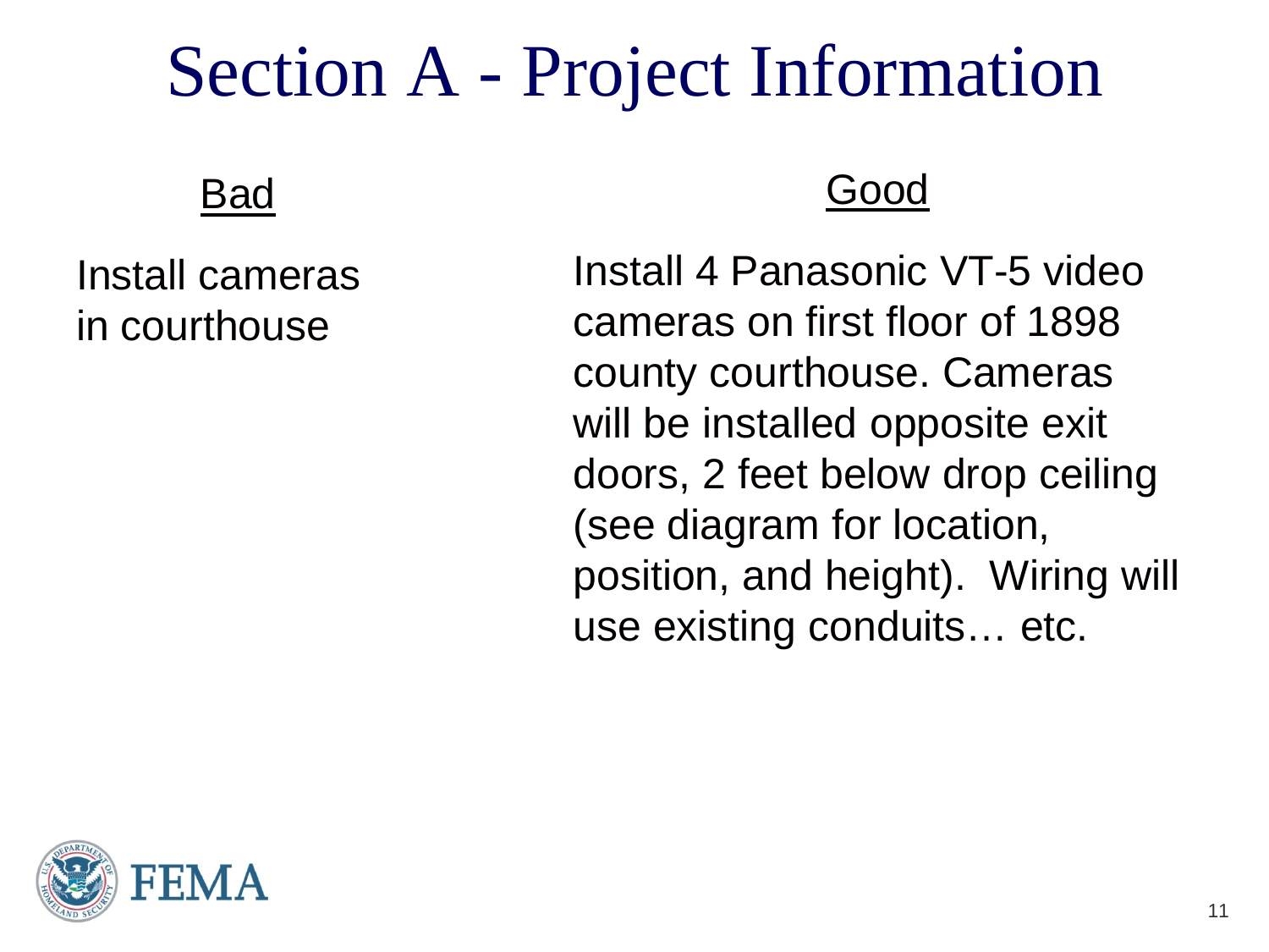# Section A - Project Information

| Bad | Good |
|---|---|
| Install cameras in courthouse | Install 4 Panasonic VT-5 video cameras on first floor of 1898 county courthouse. Cameras will be installed opposite exit doors, 2 feet below drop ceiling (see diagram for location, position, and height). Wiring will use existing conduits… etc. |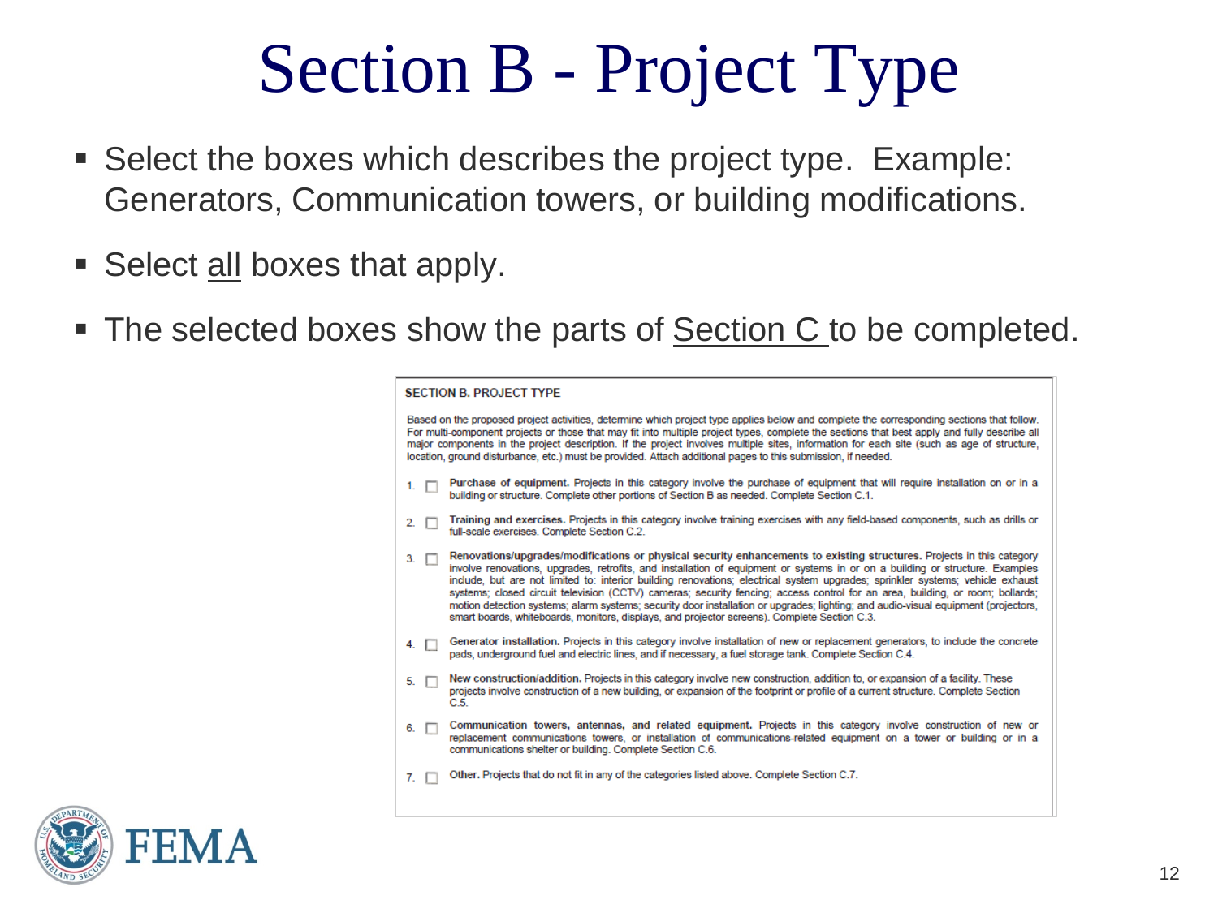# Section B - Project Type

- Select the boxes which describes the project type. Example: Generators, Communication towers, or building modifications.
- Select <u>all</u> boxes that apply.
- The selected boxes show the parts of <u>Section C</u> to be completed.

**SECTION B. PROJECT TYPE**

Based on the proposed project activities, determine which project type applies below and complete the corresponding sections that follow. For multi-component projects or those that may fit into multiple project types, complete the sections that best apply and fully describe all major components in the project description. If the project involves multiple sites, information for each site (such as age of structure, location, ground disturbance, etc.) must be provided. Attach additional pages to this submission, if needed.

1. ☐ **Purchase of equipment.** Projects in this category involve the purchase of equipment that will require installation on or in a building or structure. Complete other portions of Section B as needed. Complete Section C.1.
2. ☐ **Training and exercises.** Projects in this category involve training exercises with any field-based components, such as drills or full-scale exercises. Complete Section C.2.
3. ☐ **Renovations/upgrades/modifications or physical security enhancements to existing structures.** Projects in this category involve renovations, upgrades, retrofits, and installation of equipment or systems in or on a building or structure. Examples include, but are not limited to: interior building renovations; electrical system upgrades; sprinkler systems; vehicle exhaust systems; closed circuit television (CCTV) cameras; security fencing; access control for an area, building, or room; bollards; motion detection systems; alarm systems; security door installation or upgrades; lighting; and audio-visual equipment (projectors, smart boards, whiteboards, monitors, displays, and projector screens). Complete Section C.3.
4. ☐ **Generator installation.** Projects in this category involve installation of new or replacement generators, to include the concrete pads, underground fuel and electric lines, and if necessary, a fuel storage tank. Complete Section C.4.
5. ☐ **New construction/addition.** Projects in this category involve new construction, addition to, or expansion of a facility. These projects involve construction of a new building, or expansion of the footprint or profile of a current structure. Complete Section C.5.
6. ☐ **Communication towers, antennas, and related equipment.** Projects in this category involve construction of new or replacement communications towers, or installation of communications-related equipment on a tower or building or in a communications shelter or building. Complete Section C.6.
7. ☐ **Other.** Projects that do not fit in any of the categories listed above. Complete Section C.7.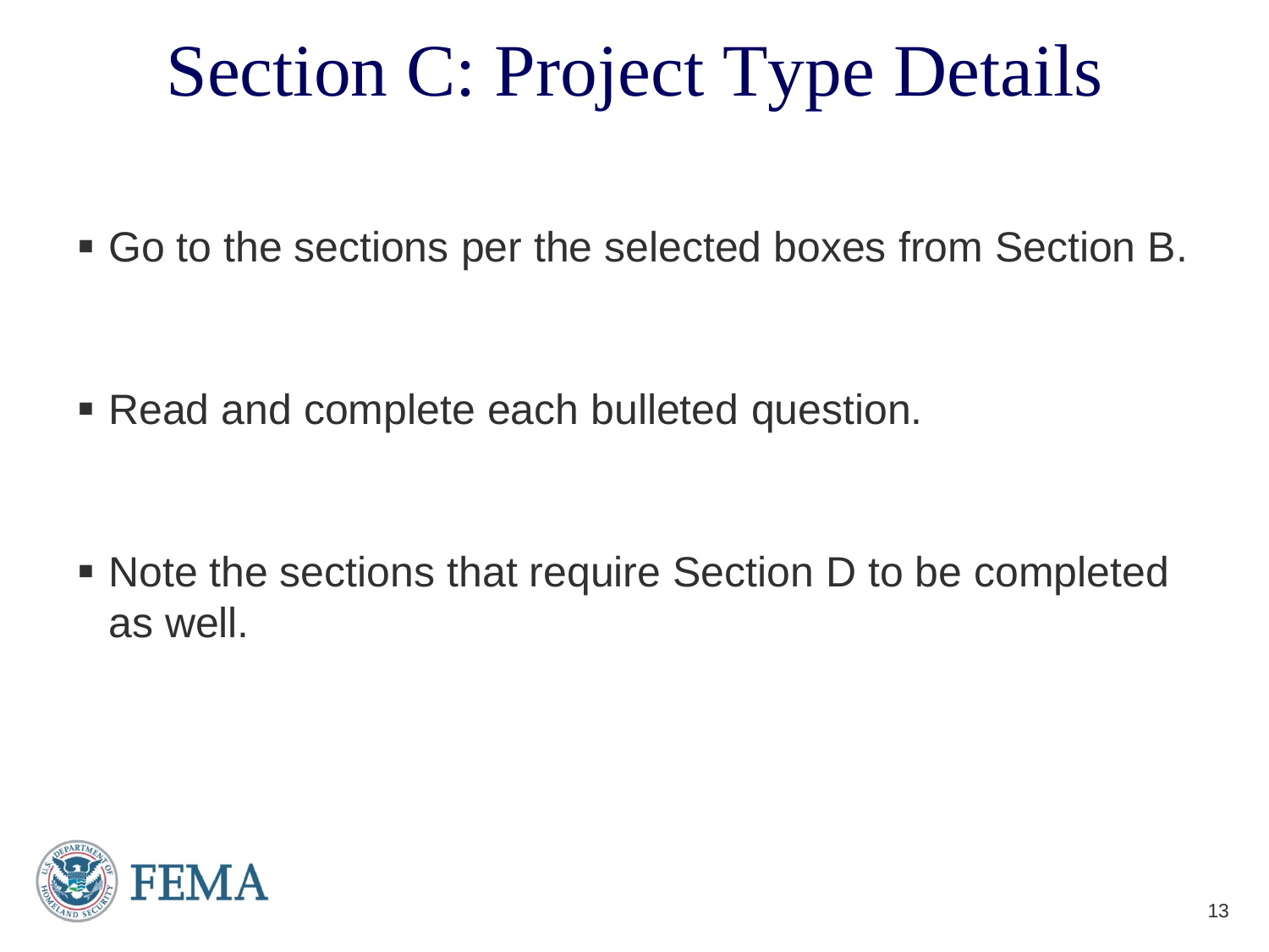# Section C: Project Type Details

- Go to the sections per the selected boxes from Section B.
- Read and complete each bulleted question.
- Note the sections that require Section D to be completed as well.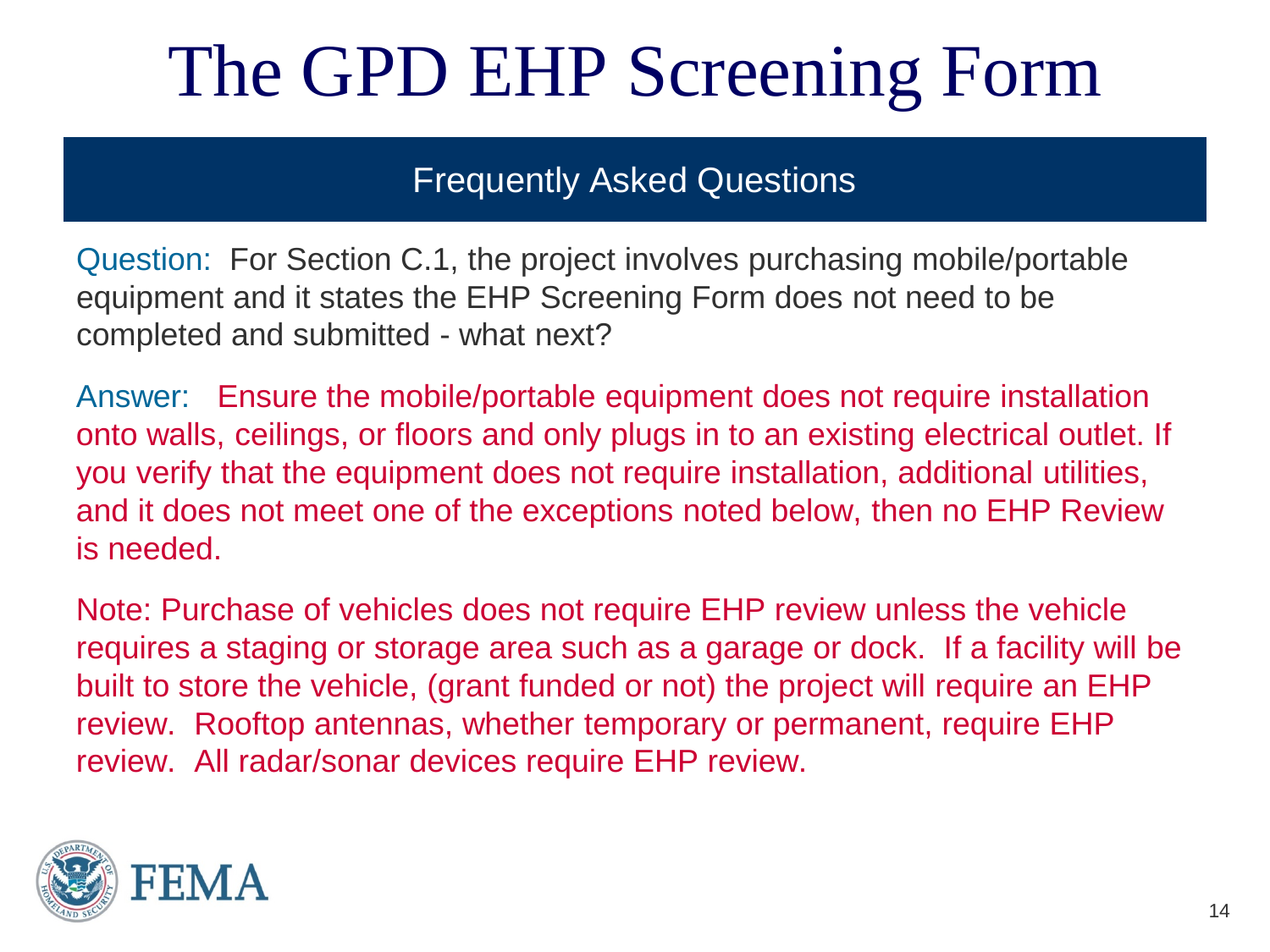# The GPD EHP Screening Form

## Frequently Asked Questions

Question: For Section C.1, the project involves purchasing mobile/portable equipment and it states the EHP Screening Form does not need to be completed and submitted - what next?

Answer: Ensure the mobile/portable equipment does not require installation onto walls, ceilings, or floors and only plugs in to an existing electrical outlet. If you verify that the equipment does not require installation, additional utilities, and it does not meet one of the exceptions noted below, then no EHP Review is needed.

Note: Purchase of vehicles does not require EHP review unless the vehicle requires a staging or storage area such as a garage or dock. If a facility will be built to store the vehicle, (grant funded or not) the project will require an EHP review. Rooftop antennas, whether temporary or permanent, require EHP review. All radar/sonar devices require EHP review.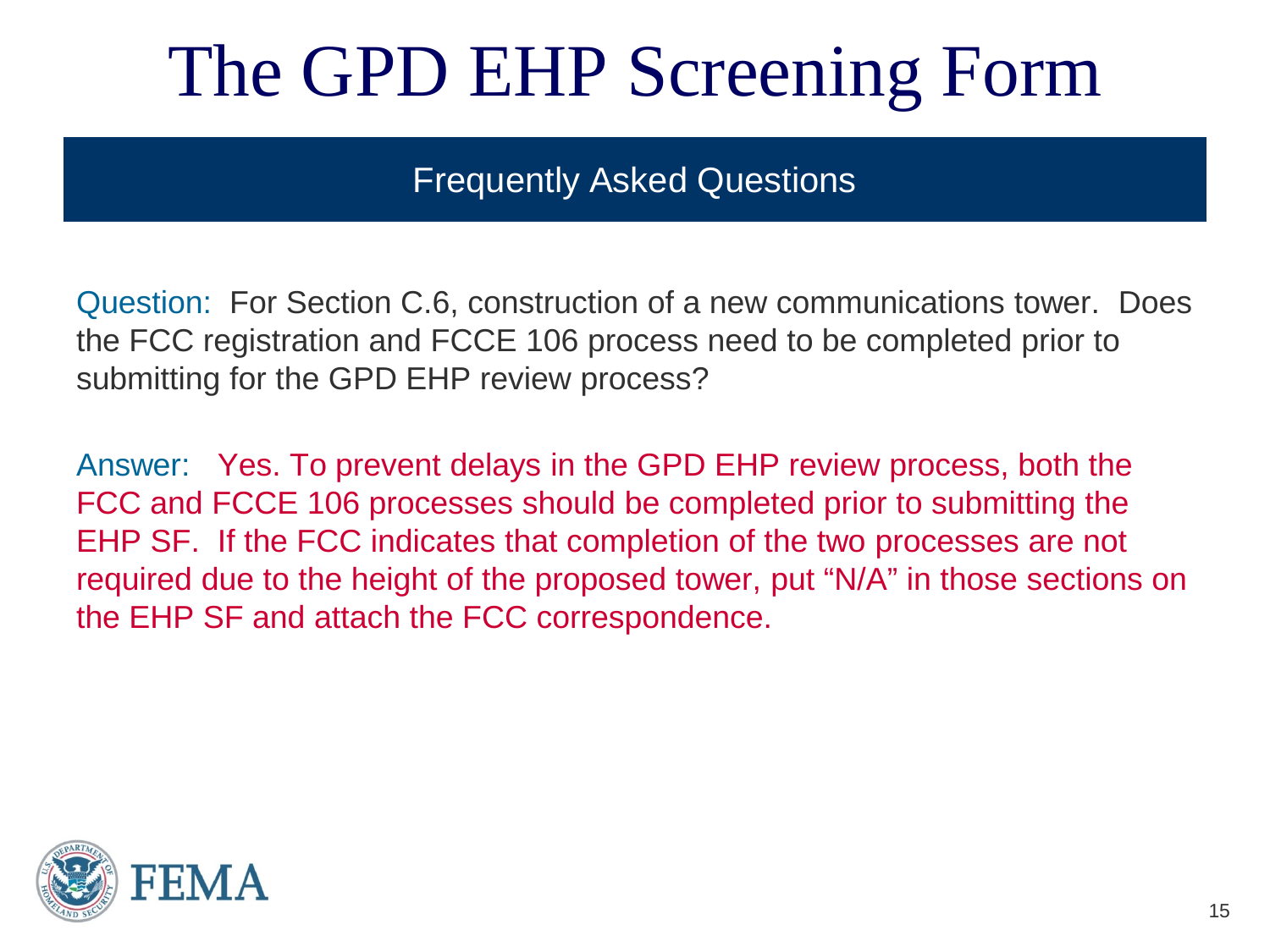# The GPD EHP Screening Form

## Frequently Asked Questions

Question: For Section C.6, construction of a new communications tower. Does the FCC registration and FCCE 106 process need to be completed prior to submitting for the GPD EHP review process?

Answer: Yes. To prevent delays in the GPD EHP review process, both the FCC and FCCE 106 processes should be completed prior to submitting the EHP SF. If the FCC indicates that completion of the two processes are not required due to the height of the proposed tower, put "N/A" in those sections on the EHP SF and attach the FCC correspondence.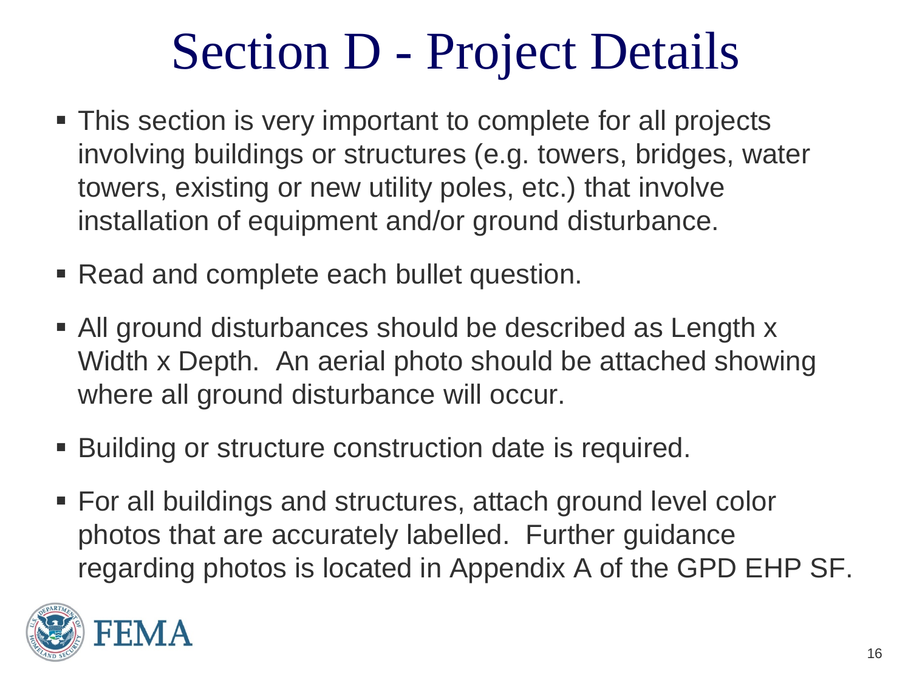# Section D - Project Details

- This section is very important to complete for all projects involving buildings or structures (e.g. towers, bridges, water towers, existing or new utility poles, etc.) that involve installation of equipment and/or ground disturbance.
- Read and complete each bullet question.
- All ground disturbances should be described as Length x Width x Depth. An aerial photo should be attached showing where all ground disturbance will occur.
- Building or structure construction date is required.
- For all buildings and structures, attach ground level color photos that are accurately labelled. Further guidance regarding photos is located in Appendix A of the GPD EHP SF.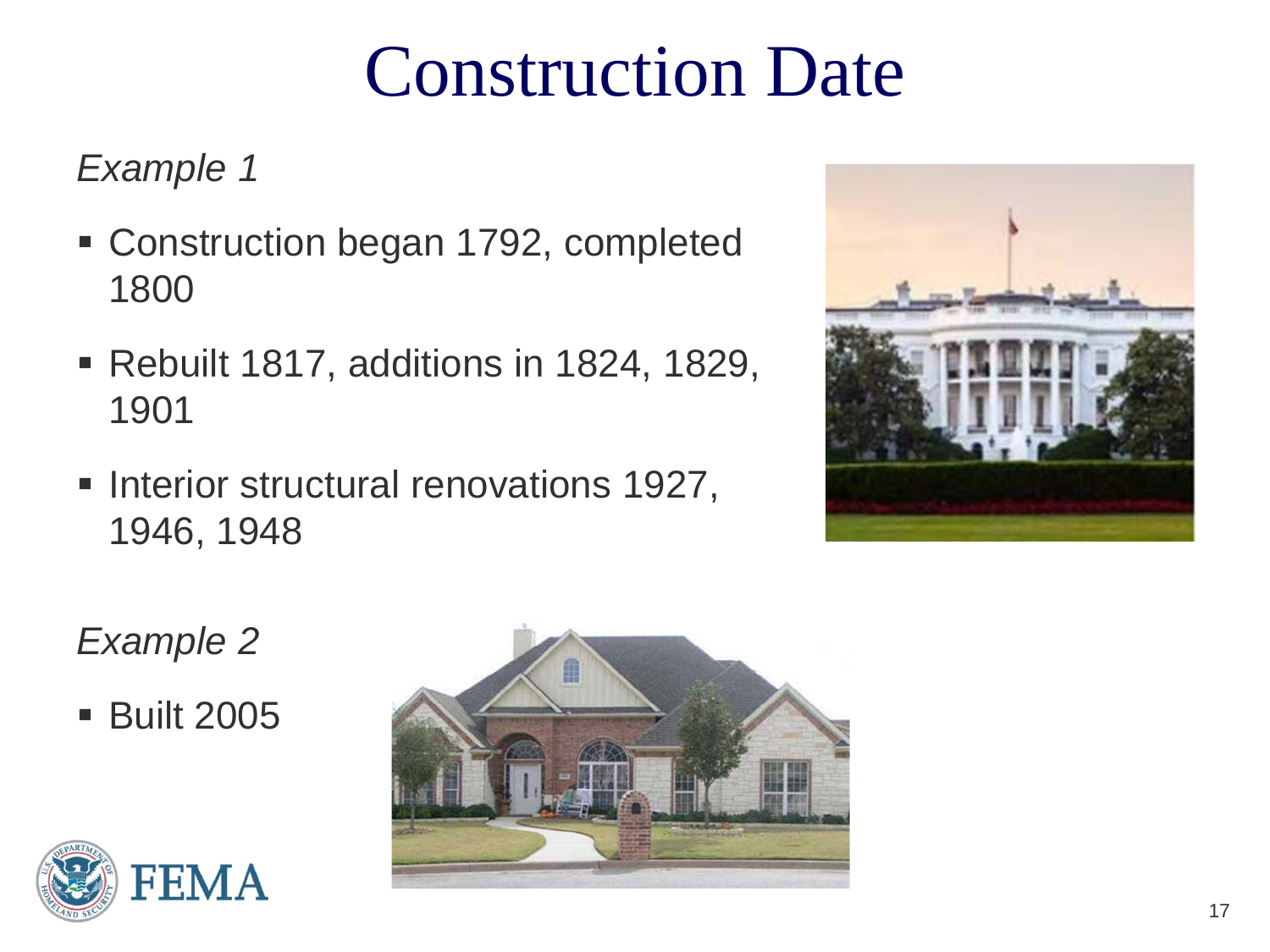# Construction Date

*Example 1*

- Construction began 1792, completed 1800
- Rebuilt 1817, additions in 1824, 1829, 1901
- Interior structural renovations 1927, 1946, 1948

*Example 2*

- Built 2005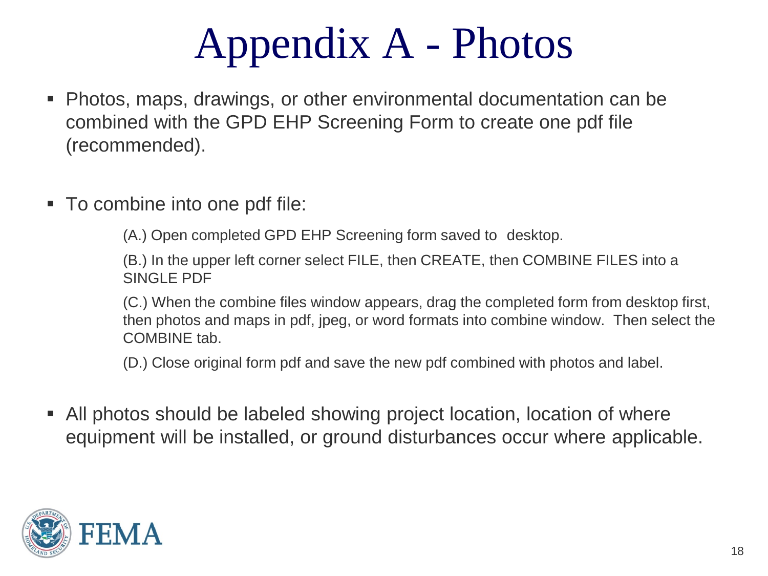# Appendix A - Photos

- Photos, maps, drawings, or other environmental documentation can be combined with the GPD EHP Screening Form to create one pdf file (recommended).

- To combine into one pdf file:

  (A.) Open completed GPD EHP Screening form saved to desktop.

  (B.) In the upper left corner select FILE, then CREATE, then COMBINE FILES into a SINGLE PDF

  (C.) When the combine files window appears, drag the completed form from desktop first, then photos and maps in pdf, jpeg, or word formats into combine window. Then select the COMBINE tab.

  (D.) Close original form pdf and save the new pdf combined with photos and label.

- All photos should be labeled showing project location, location of where equipment will be installed, or ground disturbances occur where applicable.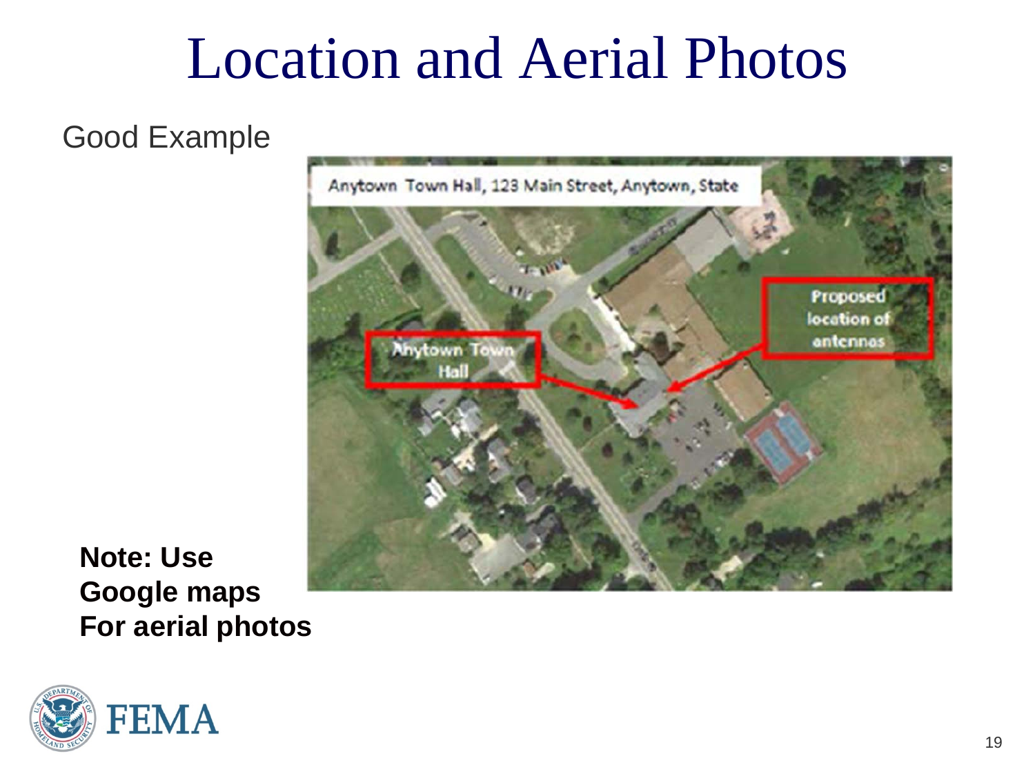# Location and Aerial Photos

Good Example

Anytown Town Hall, 123 Main Street, Anytown, State

Anytown Town Hall

Proposed location of antennas

**Note: Use Google maps For aerial photos**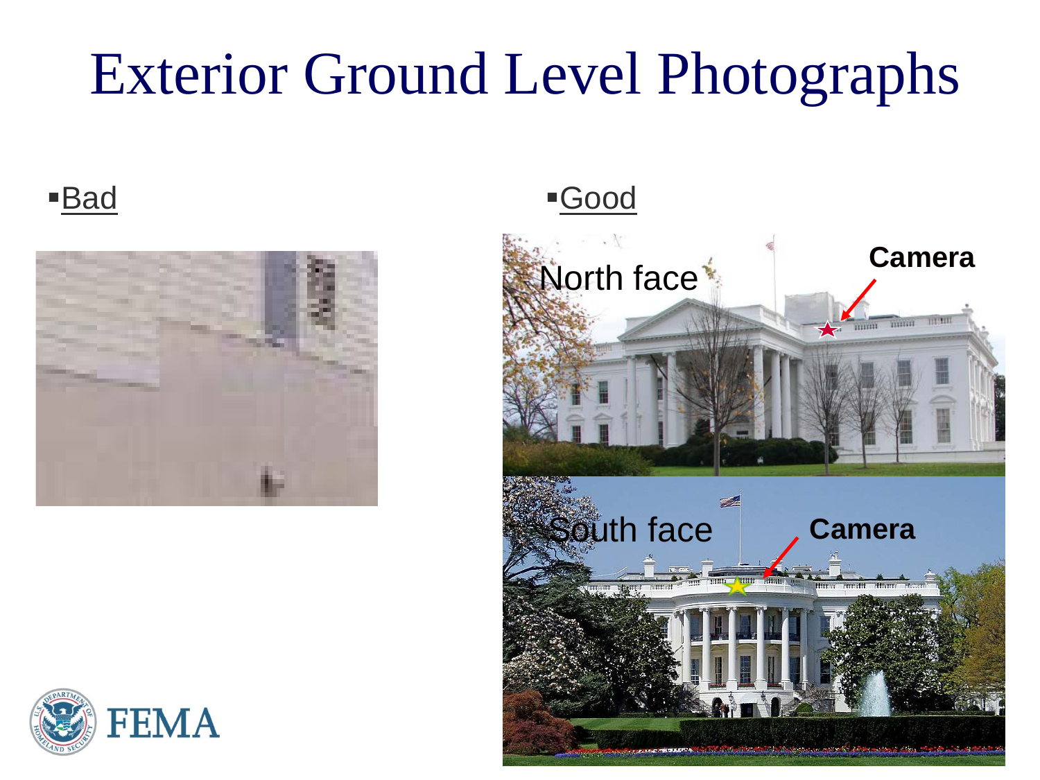# Exterior Ground Level Photographs

- Bad
- Good

North face

Camera

South face

Camera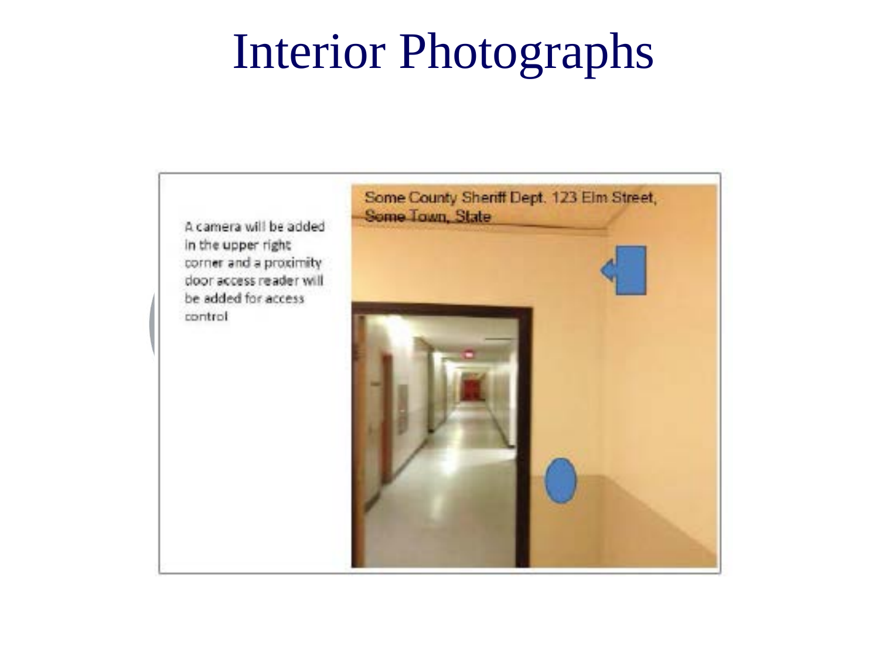# Interior Photographs

A camera will be added in the upper right corner and a proximity door access reader will be added for access control

Some County Sheriff Dept. 123 Elm Street, Some Town, State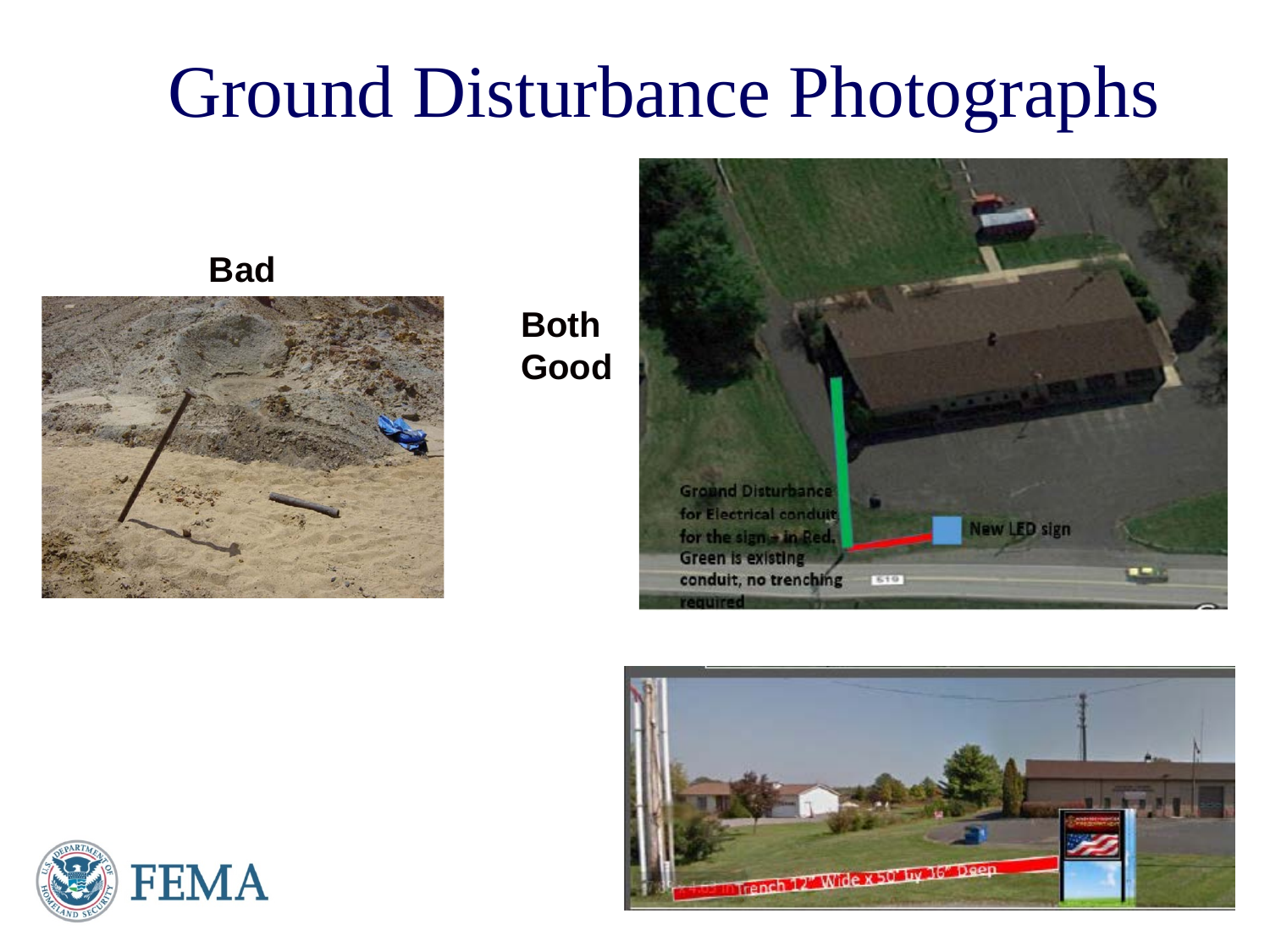# Ground Disturbance Photographs

**Bad**

**Both Good**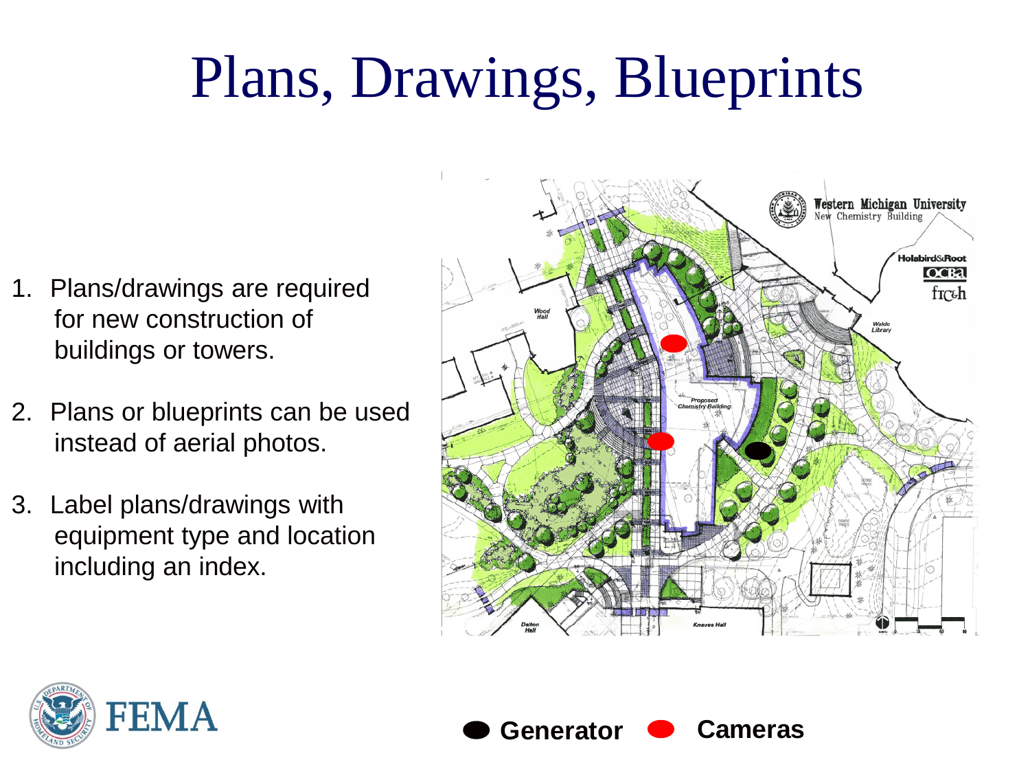# Plans, Drawings, Blueprints

1. Plans/drawings are required for new construction of buildings or towers.
2. Plans or blueprints can be used instead of aerial photos.
3. Label plans/drawings with equipment type and location including an index.

**Generator** **Cameras**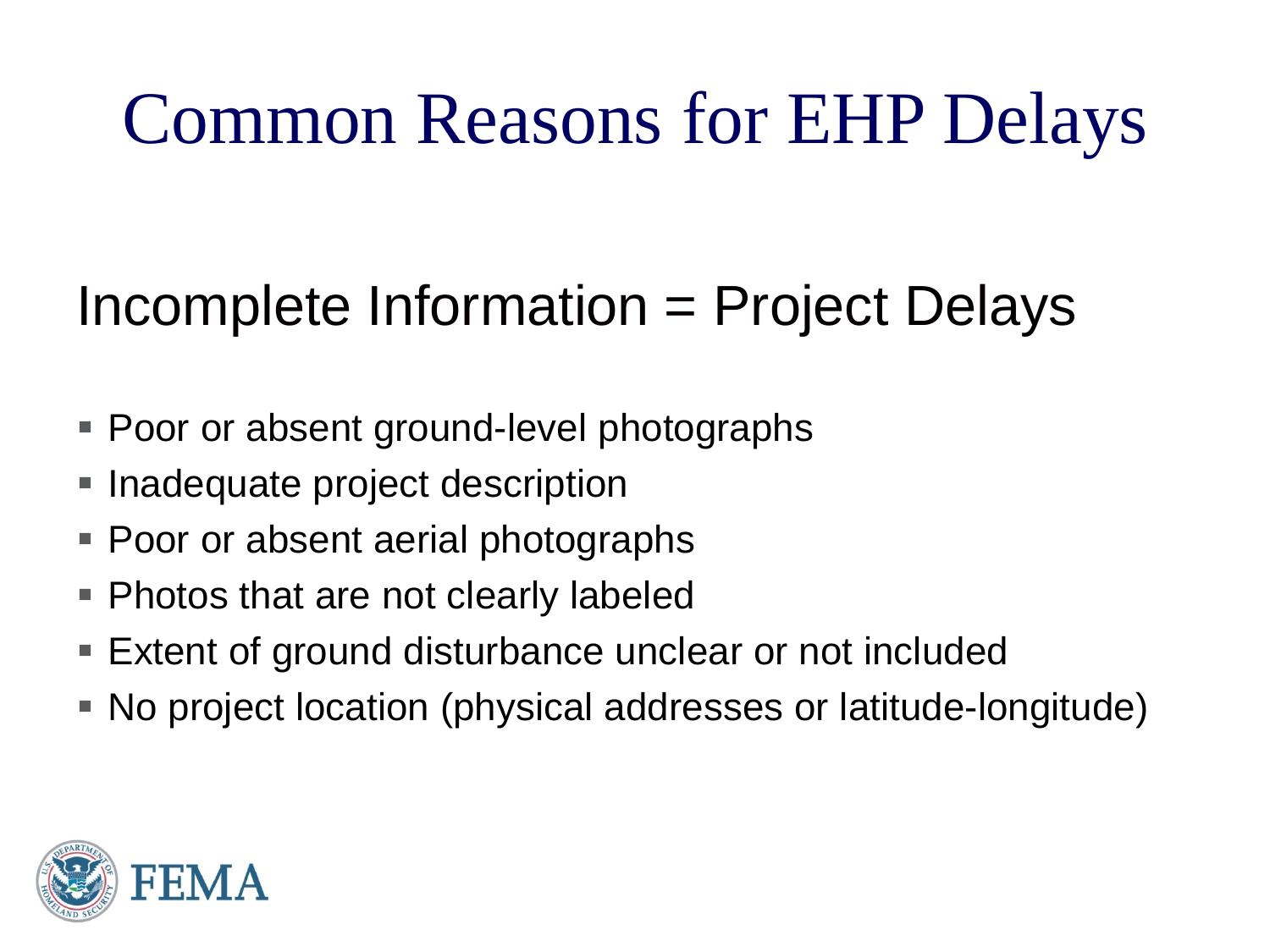# Common Reasons for EHP Delays

## Incomplete Information = Project Delays

- Poor or absent ground-level photographs
- Inadequate project description
- Poor or absent aerial photographs
- Photos that are not clearly labeled
- Extent of ground disturbance unclear or not included
- No project location (physical addresses or latitude-longitude)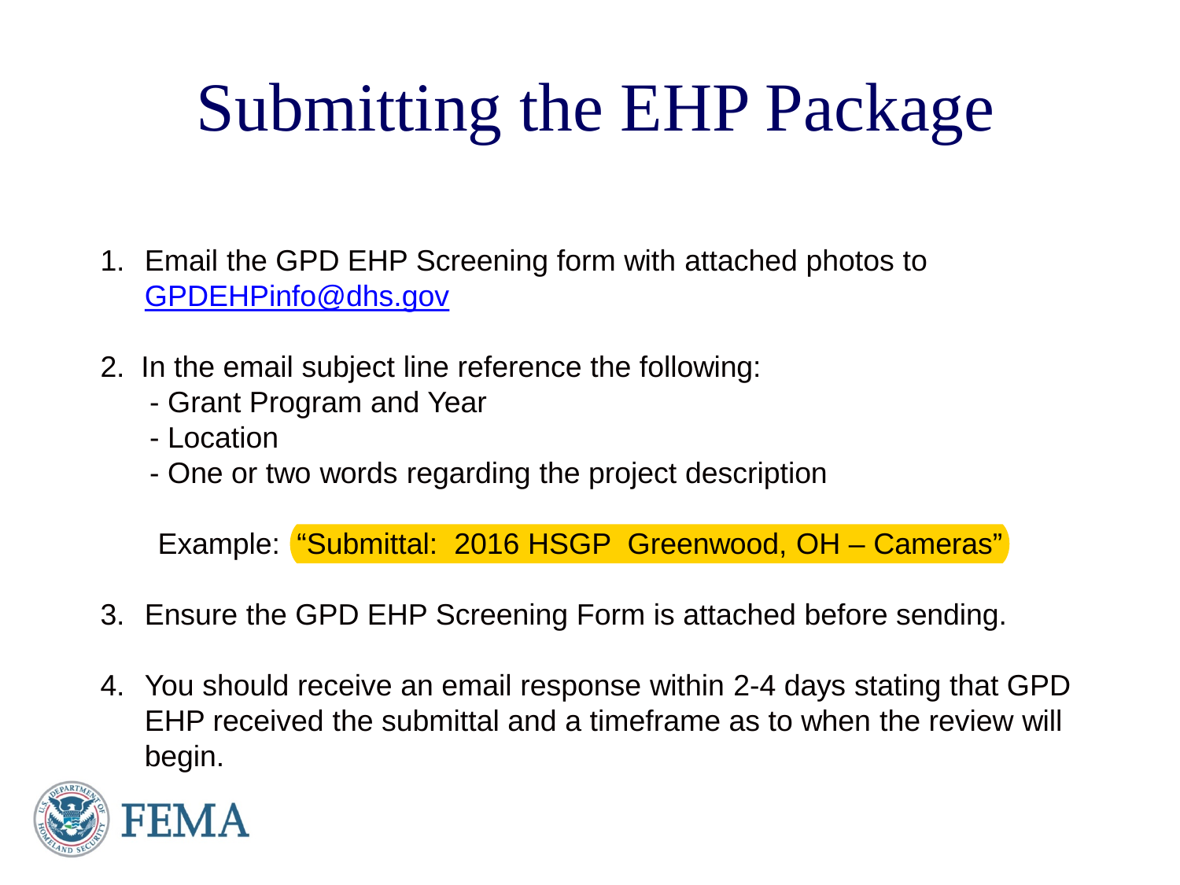# Submitting the EHP Package

1. Email the GPD EHP Screening form with attached photos to GPDEHPinfo@dhs.gov

2. In the email subject line reference the following:
   - Grant Program and Year
   - Location
   - One or two words regarding the project description

   Example: "Submittal: 2016 HSGP Greenwood, OH – Cameras"

3. Ensure the GPD EHP Screening Form is attached before sending.

4. You should receive an email response within 2-4 days stating that GPD EHP received the submittal and a timeframe as to when the review will begin.

FEMA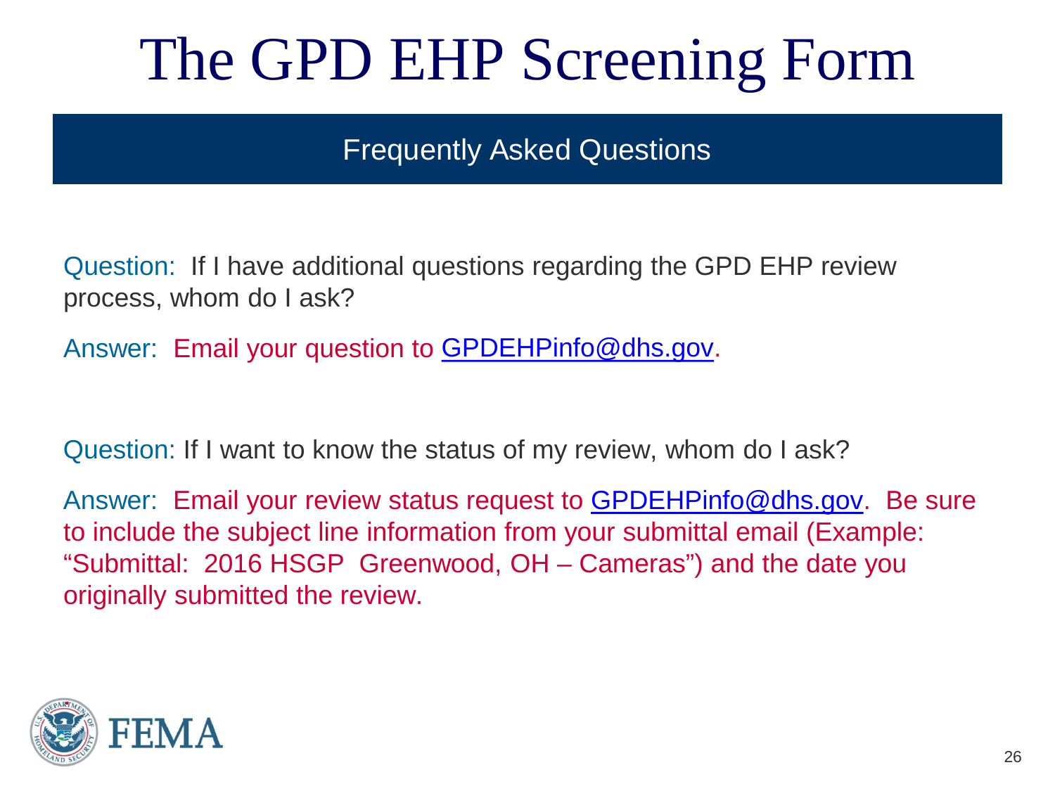# The GPD EHP Screening Form

## Frequently Asked Questions

Question: If I have additional questions regarding the GPD EHP review process, whom do I ask?

Answer: Email your question to GPDEHPinfo@dhs.gov.

Question: If I want to know the status of my review, whom do I ask?

Answer: Email your review status request to GPDEHPinfo@dhs.gov. Be sure to include the subject line information from your submittal email (Example: "Submittal: 2016 HSGP Greenwood, OH – Cameras") and the date you originally submitted the review.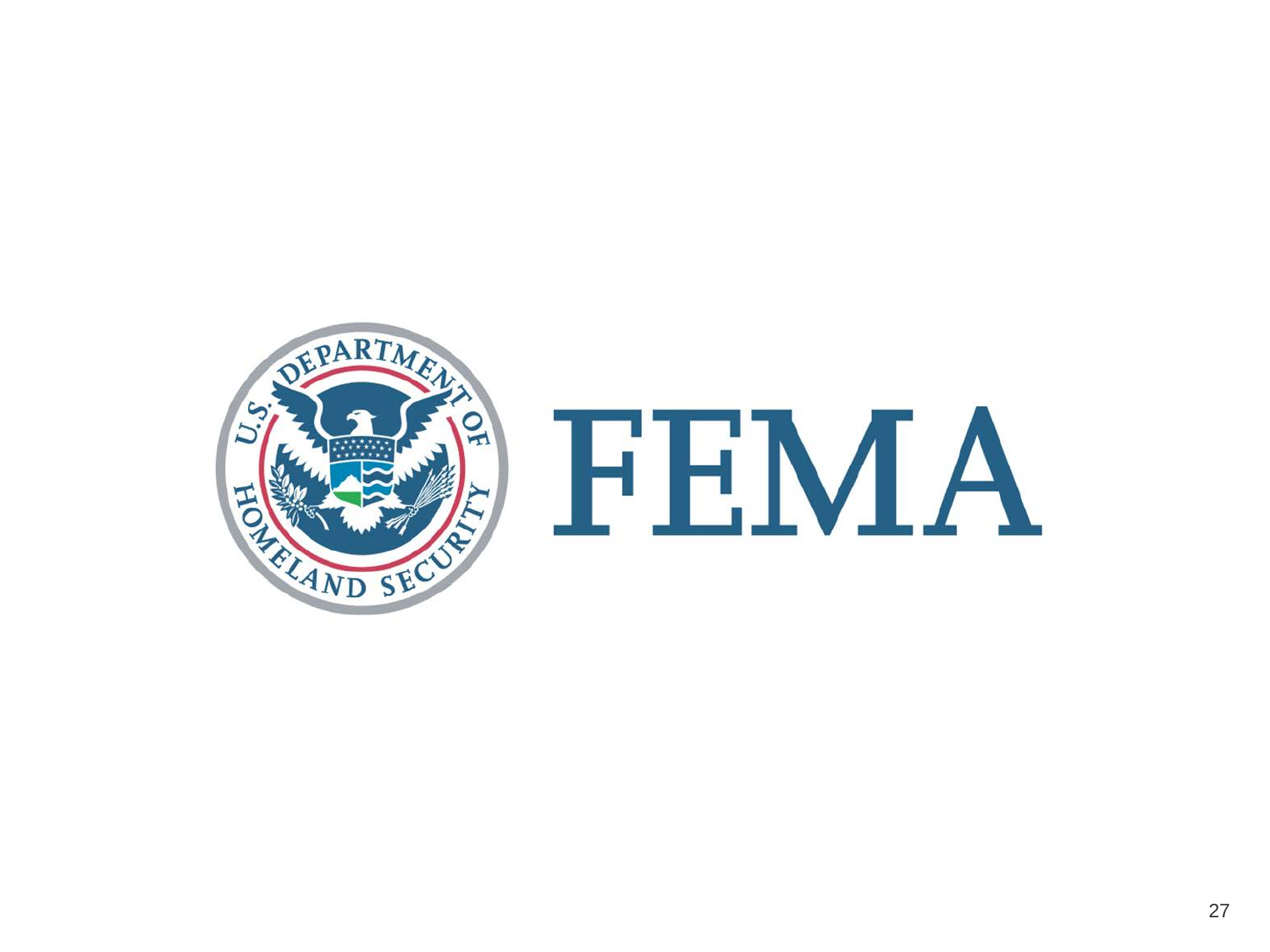U.S. DEPARTMENT OF HOMELAND SECURITY

FEMA